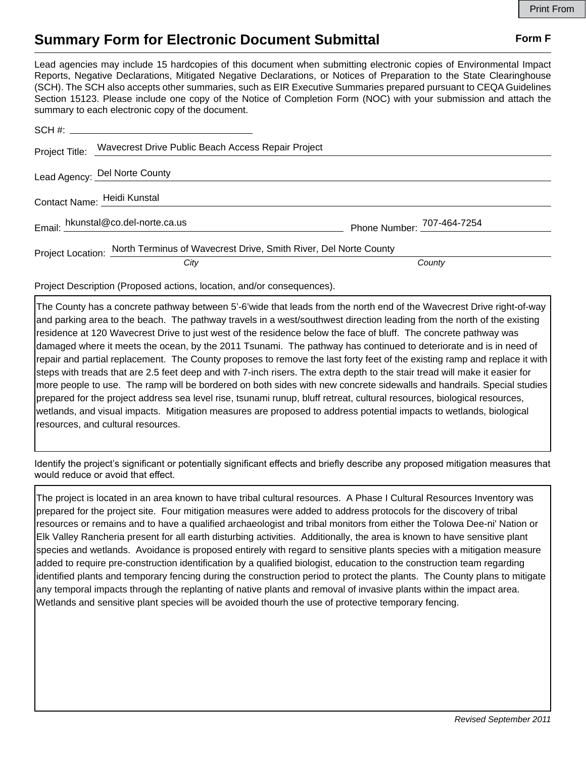# Summary Form for Electronic Document Submittal

**Form F**

Lead agencies may include 15 hardcopies of this document when submitting electronic copies of Environmental Impact Reports, Negative Declarations, Mitigated Negative Declarations, or Notices of Preparation to the State Clearinghouse (SCH). The SCH also accepts other summaries, such as EIR Executive Summaries prepared pursuant to CEQA Guidelines Section 15123. Please include one copy of the Notice of Completion Form (NOC) with your submission and attach the summary to each electronic copy of the document.

SCH #:

Project Title: Wavecrest Drive Public Beach Access Repair Project

Lead Agency: Del Norte County

Contact Name: Heidi Kunstal

Email: hkunstal@co.del-norte.ca.us Phone Number: 707-464-7254

Project Location: North Terminus of Wavecrest Drive, Smith River, Del Norte County

*City* *County*

Project Description (Proposed actions, location, and/or consequences).

The County has a concrete pathway between 5'-6'wide that leads from the north end of the Wavecrest Drive right-of-way and parking area to the beach. The pathway travels in a west/southwest direction leading from the north of the existing residence at 120 Wavecrest Drive to just west of the residence below the face of bluff. The concrete pathway was damaged where it meets the ocean, by the 2011 Tsunami. The pathway has continued to deteriorate and is in need of repair and partial replacement. The County proposes to remove the last forty feet of the existing ramp and replace it with steps with treads that are 2.5 feet deep and with 7-inch risers. The extra depth to the stair tread will make it easier for more people to use. The ramp will be bordered on both sides with new concrete sidewalls and handrails. Special studies prepared for the project address sea level rise, tsunami runup, bluff retreat, cultural resources, biological resources, wetlands, and visual impacts. Mitigation measures are proposed to address potential impacts to wetlands, biological resources, and cultural resources.

Identify the project's significant or potentially significant effects and briefly describe any proposed mitigation measures that would reduce or avoid that effect.

The project is located in an area known to have tribal cultural resources. A Phase I Cultural Resources Inventory was prepared for the project site. Four mitigation measures were added to address protocols for the discovery of tribal resources or remains and to have a qualified archaeologist and tribal monitors from either the Tolowa Dee-ni' Nation or Elk Valley Rancheria present for all earth disturbing activities. Additionally, the area is known to have sensitive plant species and wetlands. Avoidance is proposed entirely with regard to sensitive plants species with a mitigation measure added to require pre-construction identification by a qualified biologist, education to the construction team regarding identified plants and temporary fencing during the construction period to protect the plants. The County plans to mitigate any temporal impacts through the replanting of native plants and removal of invasive plants within the impact area. Wetlands and sensitive plant species will be avoided thourh the use of protective temporary fencing.

*Revised September 2011*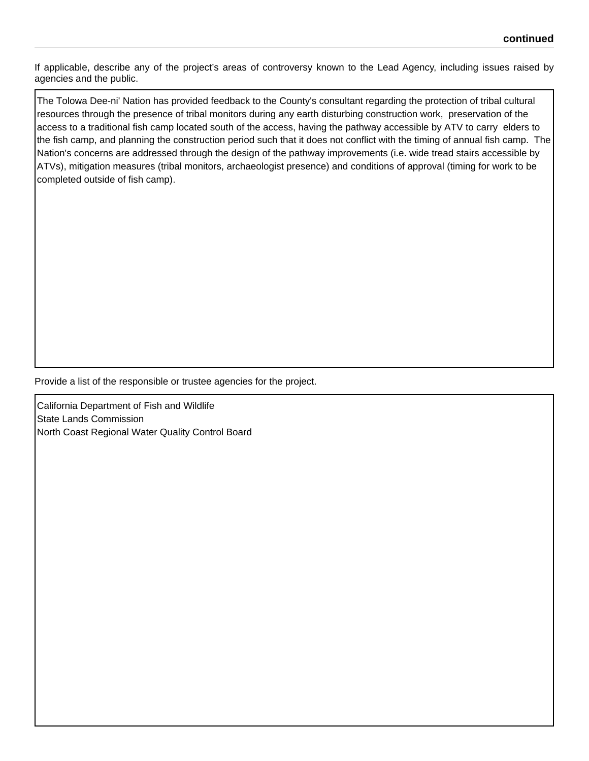**continued**

If applicable, describe any of the project's areas of controversy known to the Lead Agency, including issues raised by agencies and the public.

The Tolowa Dee-ni' Nation has provided feedback to the County's consultant regarding the protection of tribal cultural resources through the presence of tribal monitors during any earth disturbing construction work, preservation of the access to a traditional fish camp located south of the access, having the pathway accessible by ATV to carry elders to the fish camp, and planning the construction period such that it does not conflict with the timing of annual fish camp. The Nation's concerns are addressed through the design of the pathway improvements (i.e. wide tread stairs accessible by ATVs), mitigation measures (tribal monitors, archaeologist presence) and conditions of approval (timing for work to be completed outside of fish camp).

Provide a list of the responsible or trustee agencies for the project.

California Department of Fish and Wildlife
State Lands Commission
North Coast Regional Water Quality Control Board